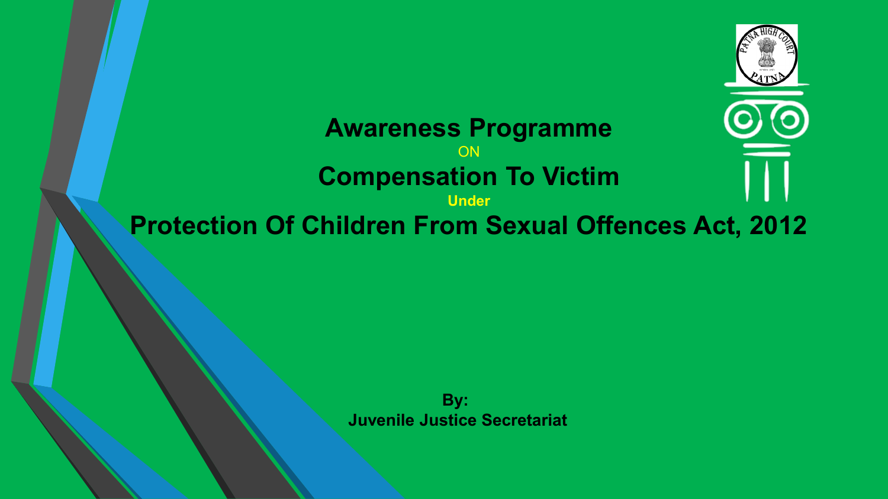# Awareness Programme

ON

# Compensation To Victim

**Under**

# Protection Of Children From Sexual Offences Act, 2012

**By:**
**Juvenile Justice Secretariat**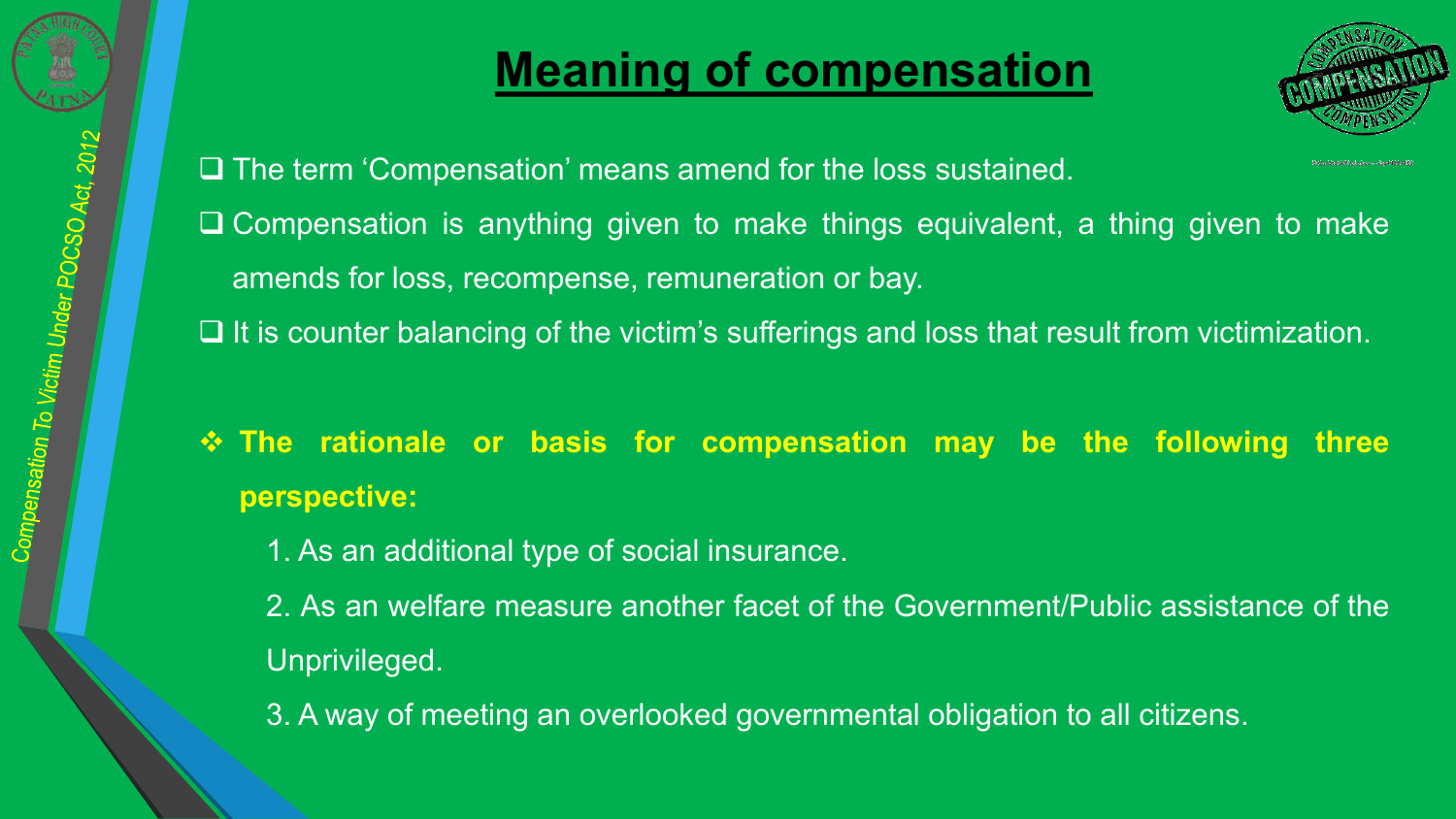# Meaning of compensation

- The term ‘Compensation’ means amend for the loss sustained.
- Compensation is anything given to make things equivalent, a thing given to make amends for loss, recompense, remuneration or bay.
- It is counter balancing of the victim’s sufferings and loss that result from victimization.

- **The rationale or basis for compensation may be the following three perspective:**

  1. As an additional type of social insurance.
  2. As an welfare measure another facet of the Government/Public assistance of the Unprivileged.
  3. A way of meeting an overlooked governmental obligation to all citizens.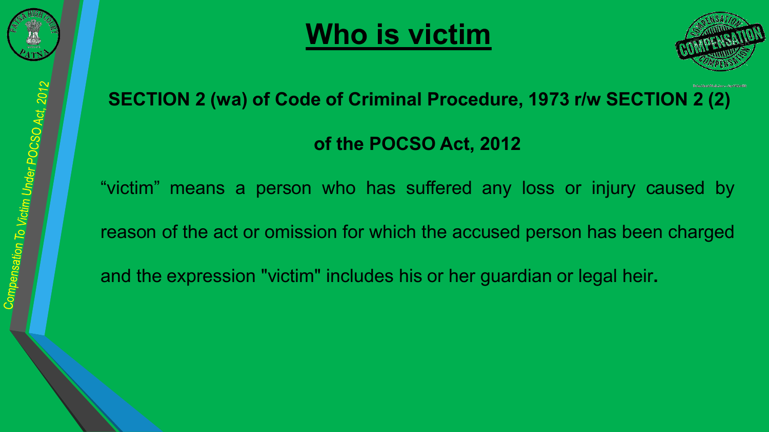# **Who is victim**

**SECTION 2 (wa) of Code of Criminal Procedure, 1973 r/w SECTION 2 (2) of the POCSO Act, 2012**

"victim" means a person who has suffered any loss or injury caused by reason of the act or omission for which the accused person has been charged and the expression "victim" includes his or her guardian or legal heir.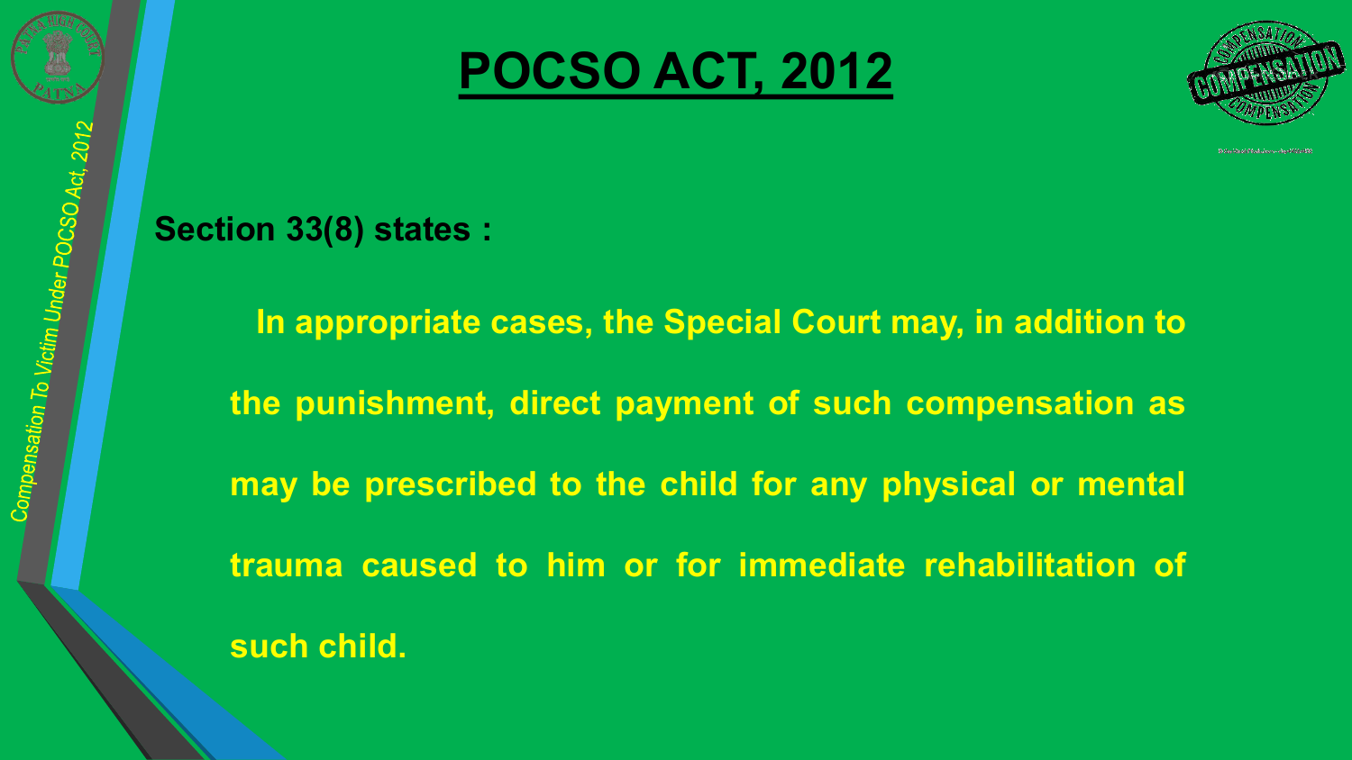# POCSO ACT, 2012

**Section 33(8) states :**

**In appropriate cases, the Special Court may, in addition to the punishment, direct payment of such compensation as may be prescribed to the child for any physical or mental trauma caused to him or for immediate rehabilitation of such child.**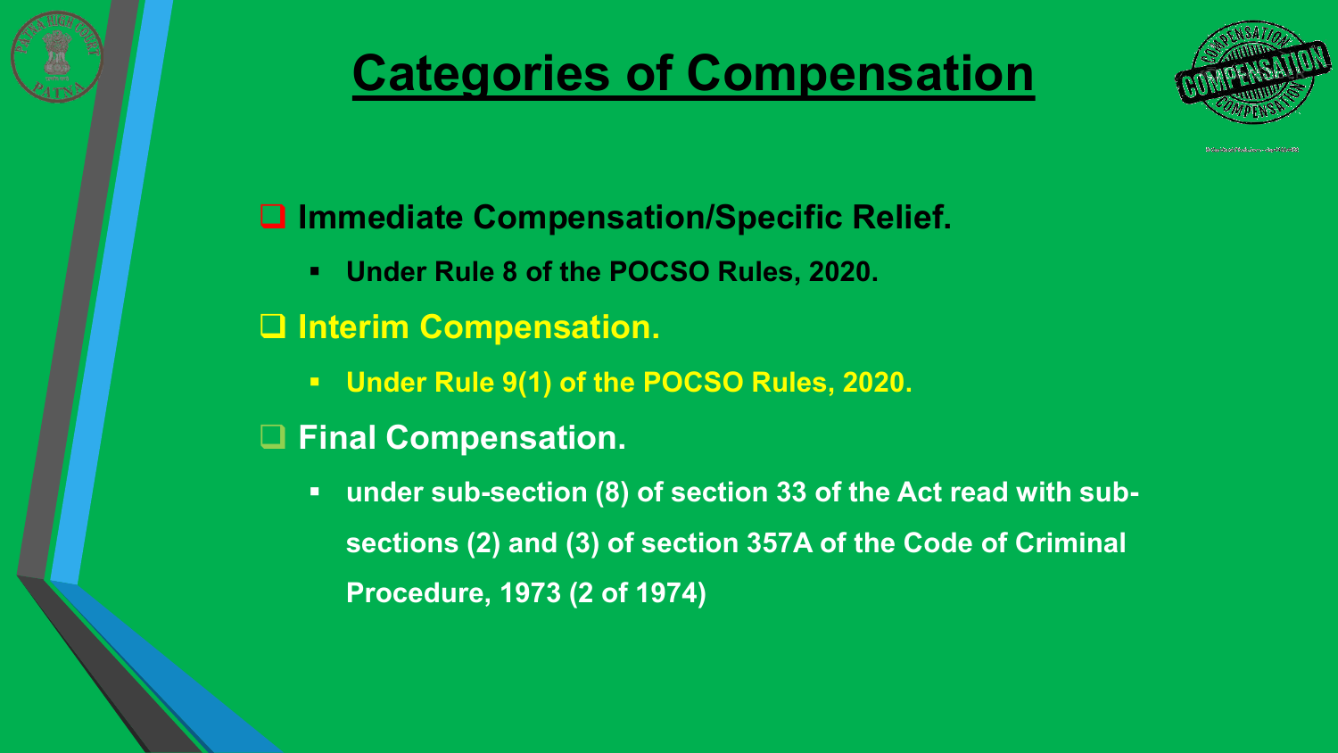# Categories of Compensation

- **Immediate Compensation/Specific Relief.**
  - **Under Rule 8 of the POCSO Rules, 2020.**
- **Interim Compensation.**
  - **Under Rule 9(1) of the POCSO Rules, 2020.**
- **Final Compensation.**
  - **under sub-section (8) of section 33 of the Act read with sub-sections (2) and (3) of section 357A of the Code of Criminal Procedure, 1973 (2 of 1974)**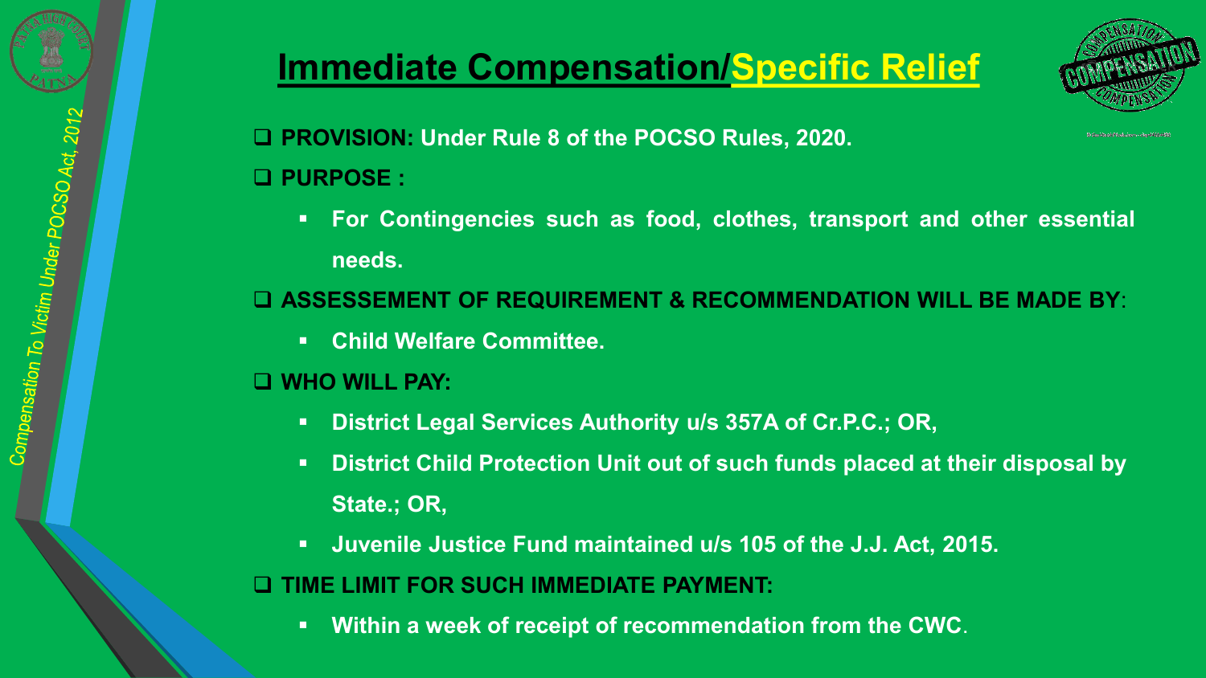# Immediate Compensation/Specific Relief

- **PROVISION: Under Rule 8 of the POCSO Rules, 2020.**
- **PURPOSE :**
  - **For Contingencies such as food, clothes, transport and other essential needs.**
- **ASSESSEMENT OF REQUIREMENT & RECOMMENDATION WILL BE MADE BY**:
  - **Child Welfare Committee.**
- **WHO WILL PAY:**
  - **District Legal Services Authority u/s 357A of Cr.P.C.; OR,**
  - **District Child Protection Unit out of such funds placed at their disposal by State.; OR,**
  - **Juvenile Justice Fund maintained u/s 105 of the J.J. Act, 2015.**
- **TIME LIMIT FOR SUCH IMMEDIATE PAYMENT:**
  - **Within a week of receipt of recommendation from the CWC**.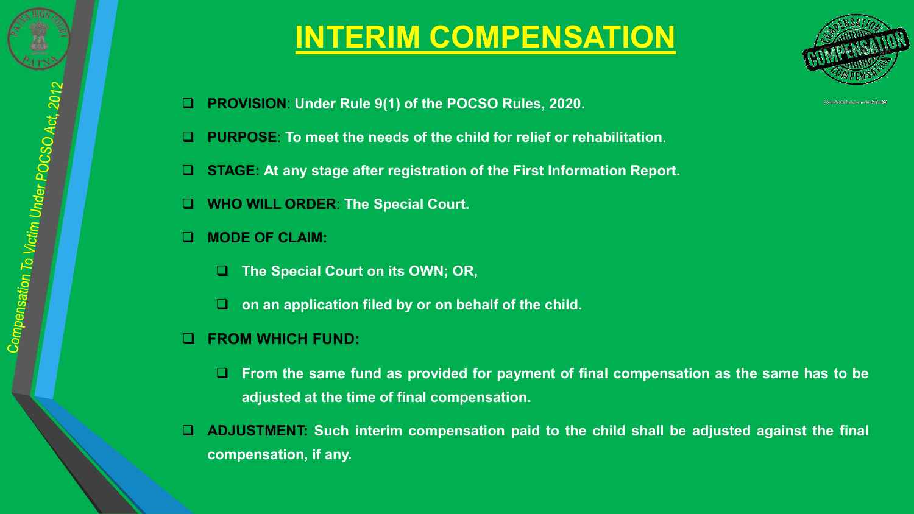# INTERIM COMPENSATION

- **PROVISION**: **Under Rule 9(1) of the POCSO Rules, 2020.**
- **PURPOSE**: **To meet the needs of the child for relief or rehabilitation**.
- **STAGE: At any stage after registration of the First Information Report.**
- **WHO WILL ORDER**: **The Special Court.**
- **MODE OF CLAIM:**
  - **The Special Court on its OWN; OR,**
  - **on an application filed by or on behalf of the child.**
- **FROM WHICH FUND:**
  - **From the same fund as provided for payment of final compensation as the same has to be adjusted at the time of final compensation.**
- **ADJUSTMENT: Such interim compensation paid to the child shall be adjusted against the final compensation, if any.**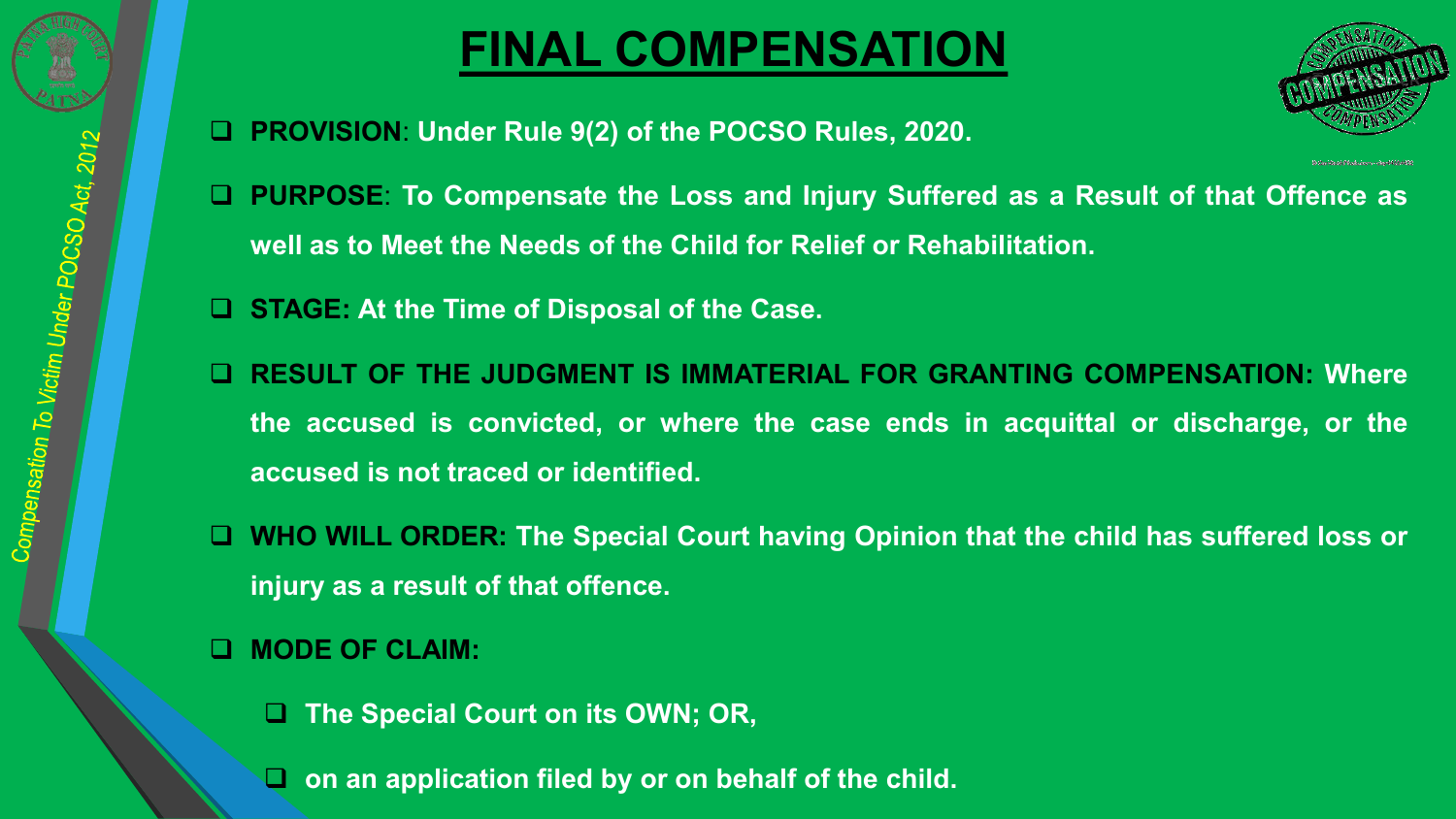# FINAL COMPENSATION

- **PROVISION**: **Under Rule 9(2) of the POCSO Rules, 2020.**
- **PURPOSE**: **To Compensate the Loss and Injury Suffered as a Result of that Offence as well as to Meet the Needs of the Child for Relief or Rehabilitation.**
- **STAGE: At the Time of Disposal of the Case.**
- **RESULT OF THE JUDGMENT IS IMMATERIAL FOR GRANTING COMPENSATION: Where the accused is convicted, or where the case ends in acquittal or discharge, or the accused is not traced or identified.**
- **WHO WILL ORDER: The Special Court having Opinion that the child has suffered loss or injury as a result of that offence.**
- **MODE OF CLAIM:**
  - **The Special Court on its OWN; OR,**
  - **on an application filed by or on behalf of the child.**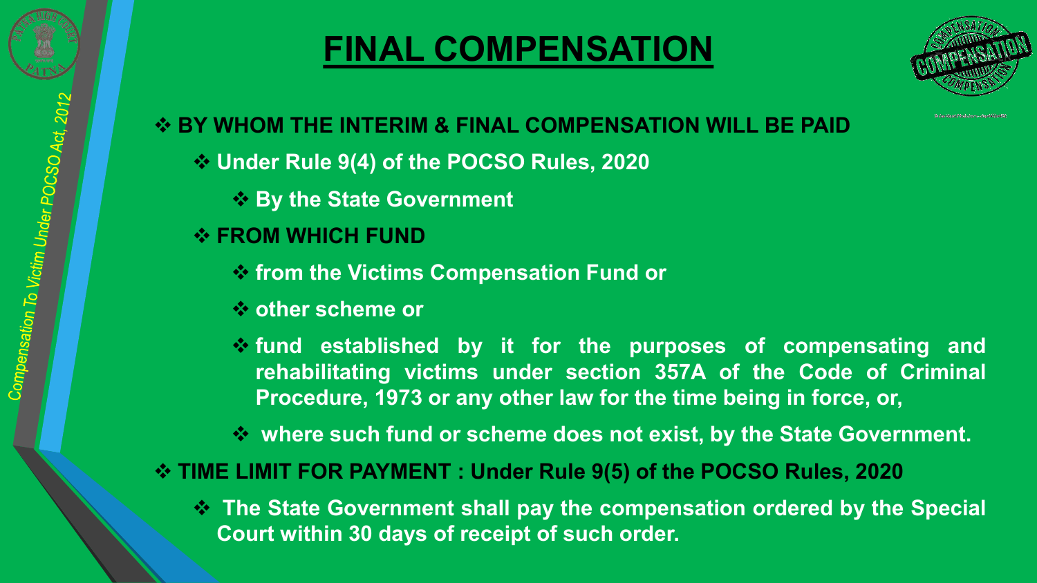# FINAL COMPENSATION

- **BY WHOM THE INTERIM & FINAL COMPENSATION WILL BE PAID**
  - **Under Rule 9(4) of the POCSO Rules, 2020**
    - **By the State Government**
  - **FROM WHICH FUND**
    - **from the Victims Compensation Fund or**
    - **other scheme or**
    - **fund established by it for the purposes of compensating and rehabilitating victims under section 357A of the Code of Criminal Procedure, 1973 or any other law for the time being in force, or,**
    - **where such fund or scheme does not exist, by the State Government.**
- **TIME LIMIT FOR PAYMENT : Under Rule 9(5) of the POCSO Rules, 2020**
  - **The State Government shall pay the compensation ordered by the Special Court within 30 days of receipt of such order.**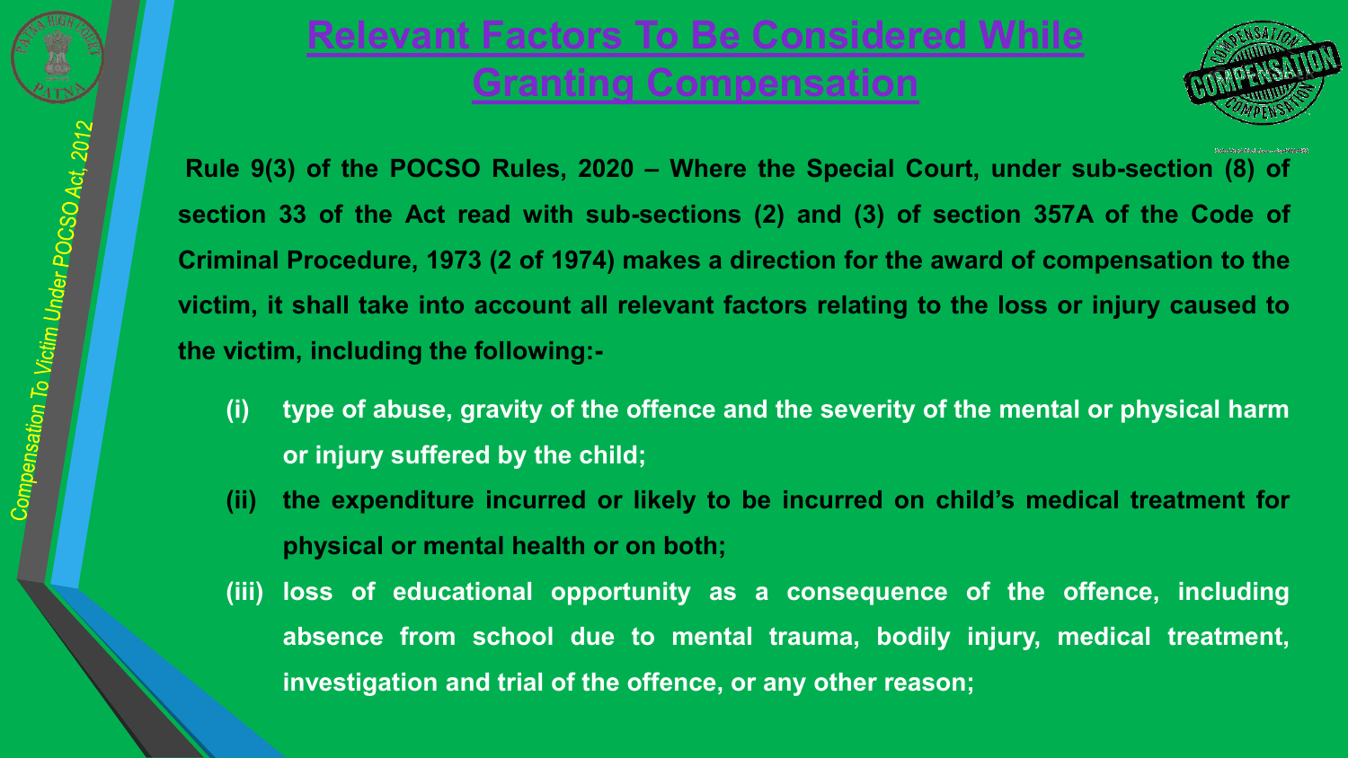# Relevant Factors To Be Considered While Granting Compensation

**Rule 9(3) of the POCSO Rules, 2020 – Where the Special Court, under sub-section (8) of section 33 of the Act read with sub-sections (2) and (3) of section 357A of the Code of Criminal Procedure, 1973 (2 of 1974) makes a direction for the award of compensation to the victim, it shall take into account all relevant factors relating to the loss or injury caused to the victim, including the following:-**

- **(i) type of abuse, gravity of the offence and the severity of the mental or physical harm or injury suffered by the child;**
- **(ii) the expenditure incurred or likely to be incurred on child's medical treatment for physical or mental health or on both;**
- **(iii) loss of educational opportunity as a consequence of the offence, including absence from school due to mental trauma, bodily injury, medical treatment, investigation and trial of the offence, or any other reason;**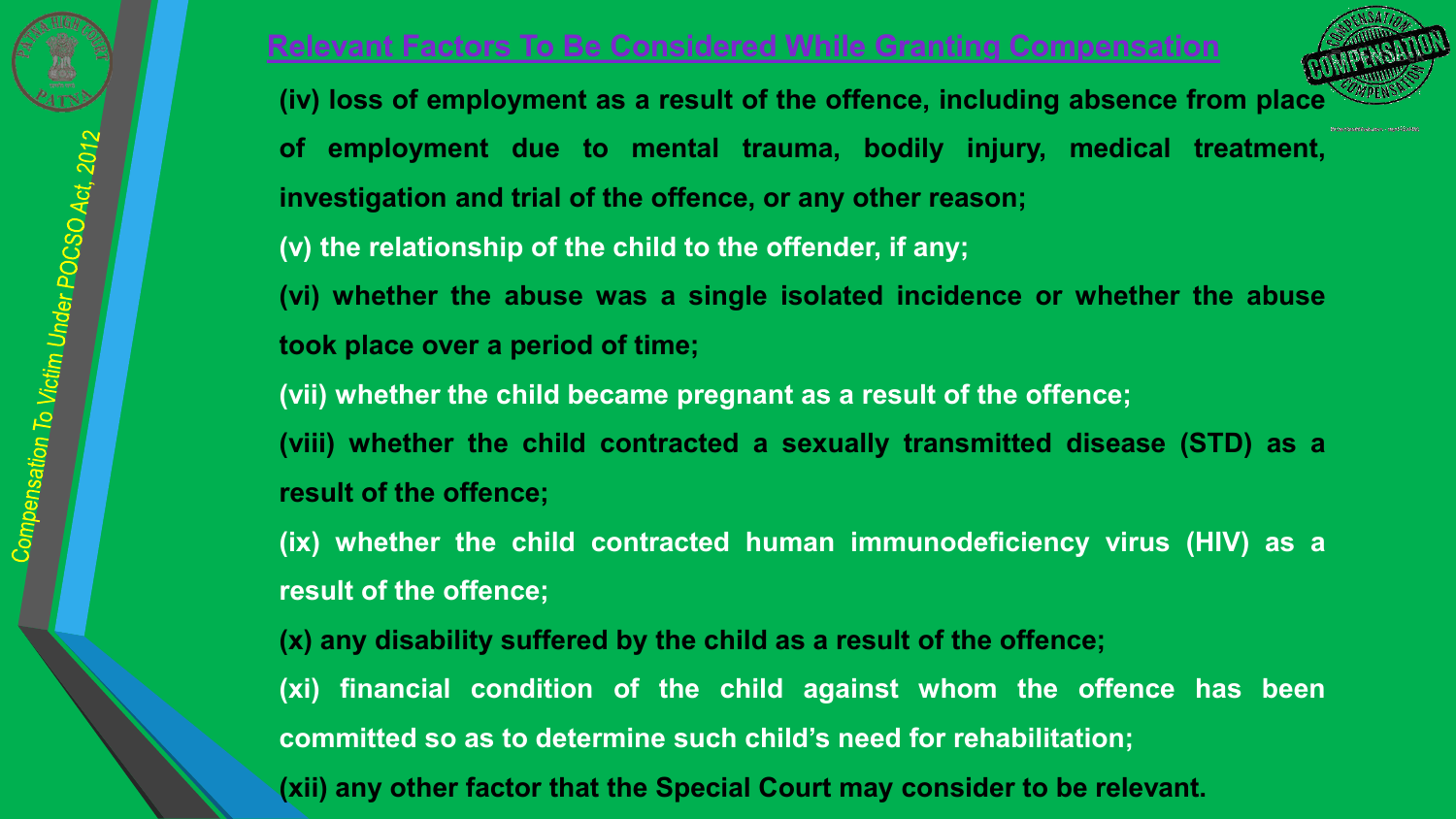## Relevant Factors To Be Considered While Granting Compensation

**(iv) loss of employment as a result of the offence, including absence from place of employment due to mental trauma, bodily injury, medical treatment, investigation and trial of the offence, or any other reason;**

**(v) the relationship of the child to the offender, if any;**

**(vi) whether the abuse was a single isolated incidence or whether the abuse took place over a period of time;**

**(vii) whether the child became pregnant as a result of the offence;**

**(viii) whether the child contracted a sexually transmitted disease (STD) as a result of the offence;**

**(ix) whether the child contracted human immunodeficiency virus (HIV) as a result of the offence;**

**(x) any disability suffered by the child as a result of the offence;**

**(xi) financial condition of the child against whom the offence has been committed so as to determine such child's need for rehabilitation;**

**(xii) any other factor that the Special Court may consider to be relevant.**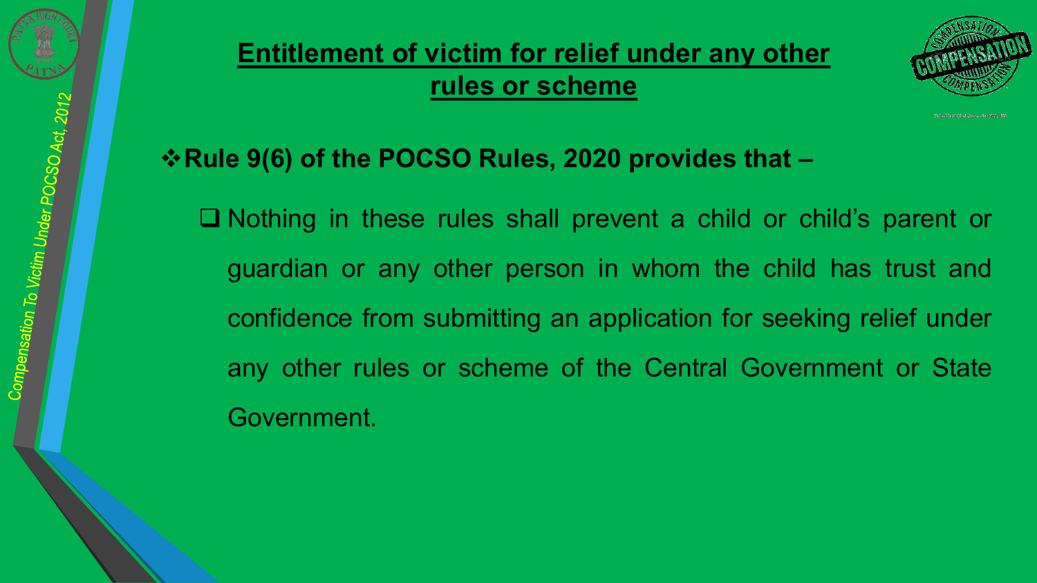# Entitlement of victim for relief under any other rules or scheme

- **Rule 9(6) of the POCSO Rules, 2020 provides that –**
  - Nothing in these rules shall prevent a child or child's parent or guardian or any other person in whom the child has trust and confidence from submitting an application for seeking relief under any other rules or scheme of the Central Government or State Government.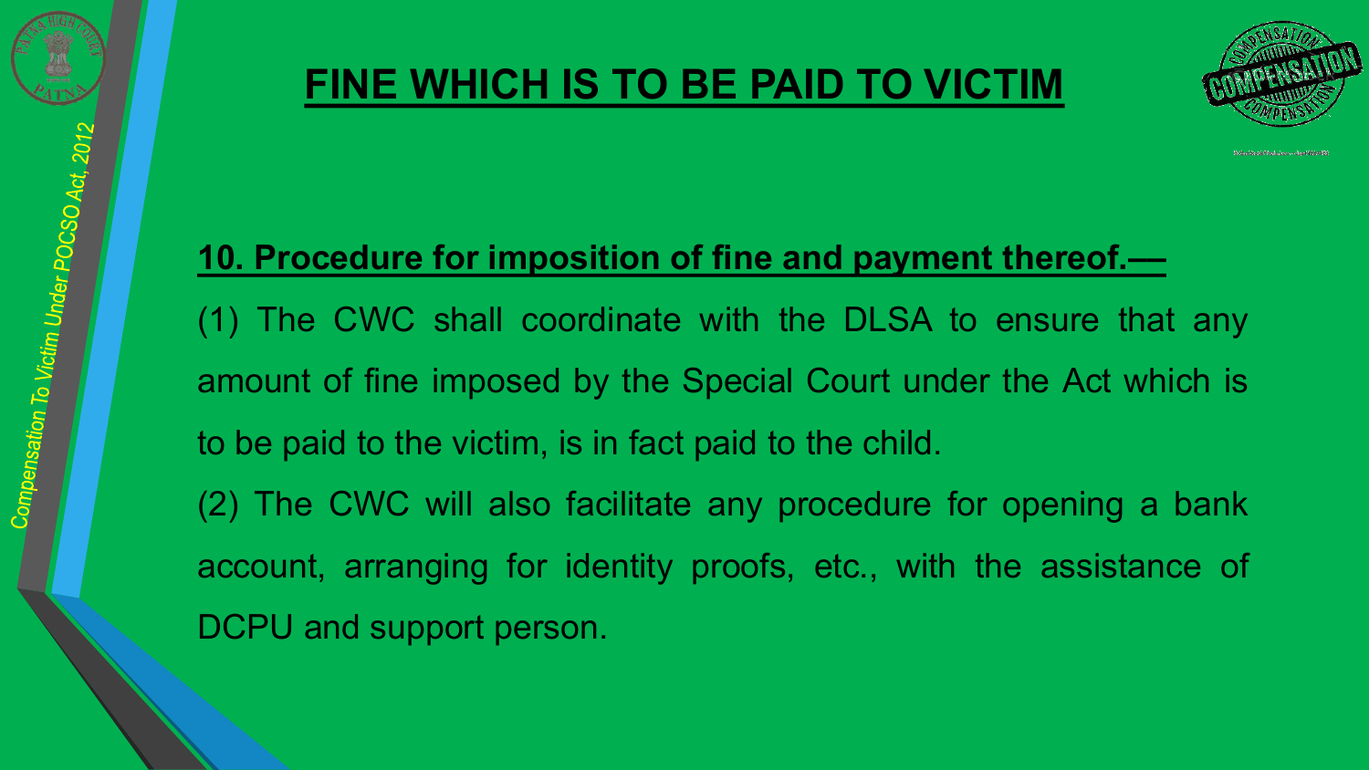# FINE WHICH IS TO BE PAID TO VICTIM

**10. Procedure for imposition of fine and payment thereof.—**

(1) The CWC shall coordinate with the DLSA to ensure that any amount of fine imposed by the Special Court under the Act which is to be paid to the victim, is in fact paid to the child.

(2) The CWC will also facilitate any procedure for opening a bank account, arranging for identity proofs, etc., with the assistance of DCPU and support person.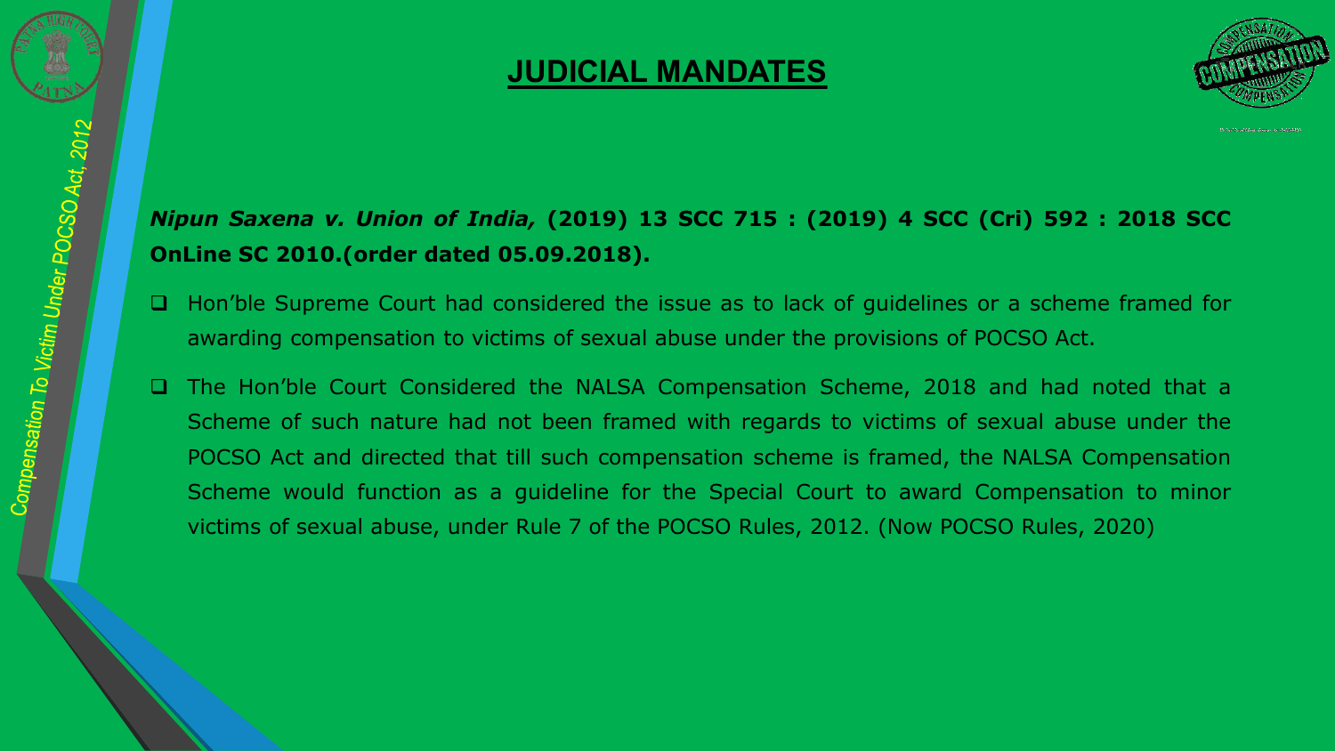## JUDICIAL MANDATES

***Nipun Saxena v. Union of India,*** **(2019) 13 SCC 715 : (2019) 4 SCC (Cri) 592 : 2018 SCC OnLine SC 2010.(order dated 05.09.2018).**

- Hon'ble Supreme Court had considered the issue as to lack of guidelines or a scheme framed for awarding compensation to victims of sexual abuse under the provisions of POCSO Act.
- The Hon'ble Court Considered the NALSA Compensation Scheme, 2018 and had noted that a Scheme of such nature had not been framed with regards to victims of sexual abuse under the POCSO Act and directed that till such compensation scheme is framed, the NALSA Compensation Scheme would function as a guideline for the Special Court to award Compensation to minor victims of sexual abuse, under Rule 7 of the POCSO Rules, 2012. (Now POCSO Rules, 2020)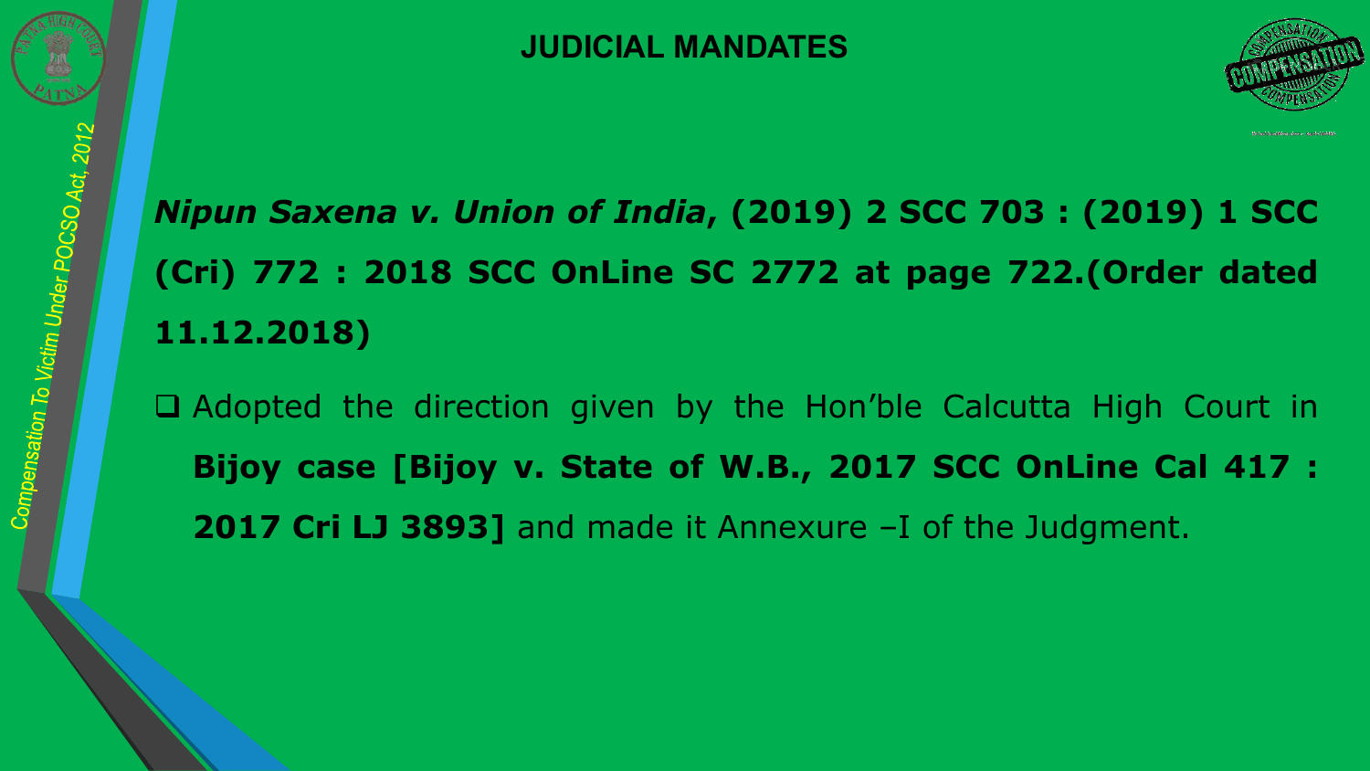# JUDICIAL MANDATES

***Nipun Saxena v. Union of India*, (2019) 2 SCC 703 : (2019) 1 SCC (Cri) 772 : 2018 SCC OnLine SC 2772 at page 722.(Order dated 11.12.2018)**

- Adopted the direction given by the Hon'ble Calcutta High Court in **Bijoy case [Bijoy v. State of W.B., 2017 SCC OnLine Cal 417 : 2017 Cri LJ 3893]** and made it Annexure –I of the Judgment.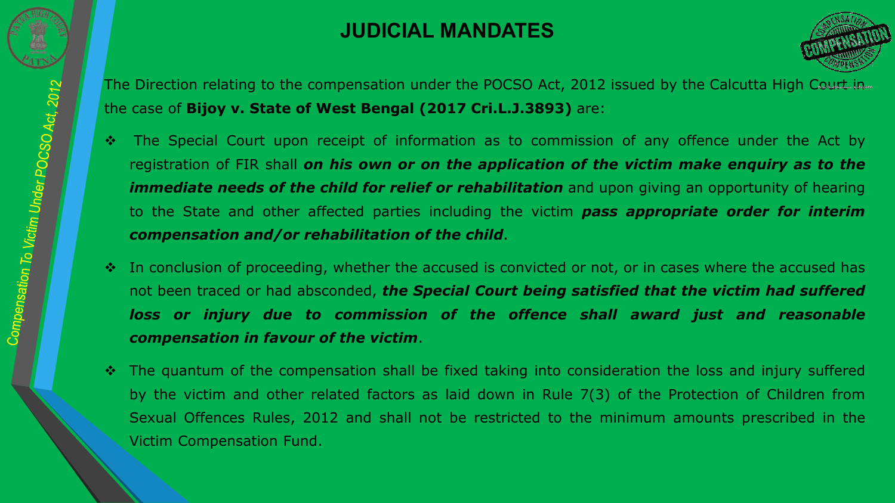# JUDICIAL MANDATES

The Direction relating to the compensation under the POCSO Act, 2012 issued by the Calcutta High Court in the case of **Bijoy v. State of West Bengal (2017 Cri.L.J.3893)** are:

- The Special Court upon receipt of information as to commission of any offence under the Act by registration of FIR shall ***on his own or on the application of the victim make enquiry as to the immediate needs of the child for relief or rehabilitation*** and upon giving an opportunity of hearing to the State and other affected parties including the victim ***pass appropriate order for interim compensation and/or rehabilitation of the child***.
- In conclusion of proceeding, whether the accused is convicted or not, or in cases where the accused has not been traced or had absconded, ***the Special Court being satisfied that the victim had suffered loss or injury due to commission of the offence shall award just and reasonable compensation in favour of the victim***.
- The quantum of the compensation shall be fixed taking into consideration the loss and injury suffered by the victim and other related factors as laid down in Rule 7(3) of the Protection of Children from Sexual Offences Rules, 2012 and shall not be restricted to the minimum amounts prescribed in the Victim Compensation Fund.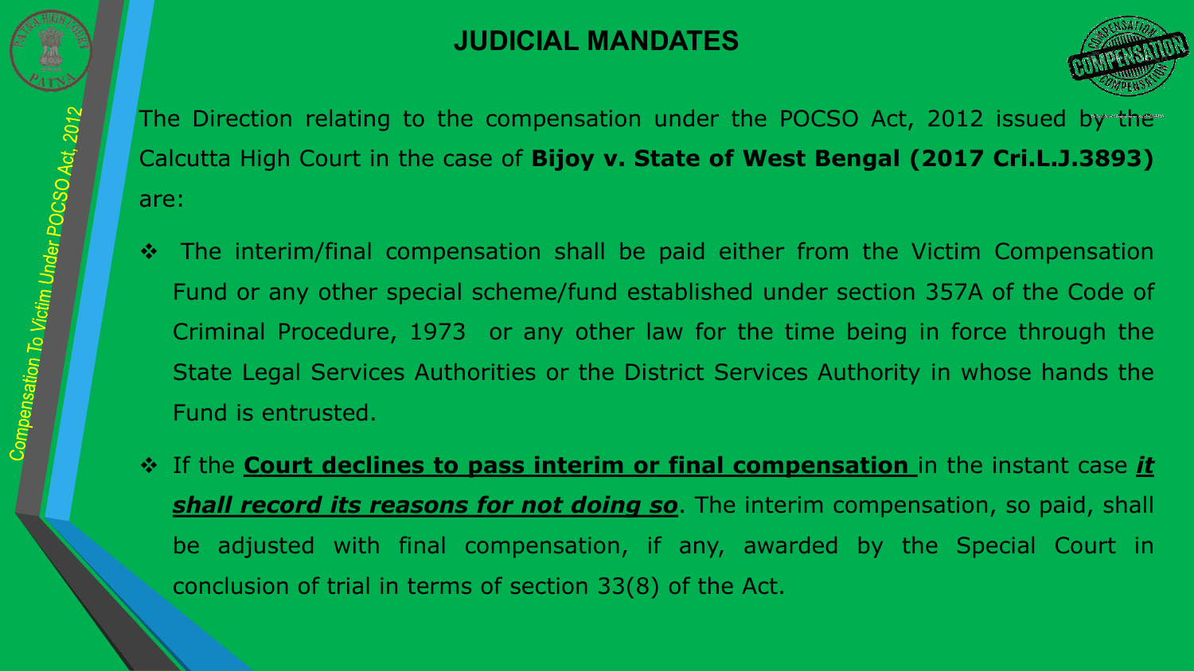# JUDICIAL MANDATES

The Direction relating to the compensation under the POCSO Act, 2012 issued by the Calcutta High Court in the case of **Bijoy v. State of West Bengal (2017 Cri.L.J.3893)** are:

- The interim/final compensation shall be paid either from the Victim Compensation Fund or any other special scheme/fund established under section 357A of the Code of Criminal Procedure, 1973 or any other law for the time being in force through the State Legal Services Authorities or the District Services Authority in whose hands the Fund is entrusted.
- If the **<u>Court declines to pass interim or final compensation</u>** in the instant case ***<u>it shall record its reasons for not doing so</u>***. The interim compensation, so paid, shall be adjusted with final compensation, if any, awarded by the Special Court in conclusion of trial in terms of section 33(8) of the Act.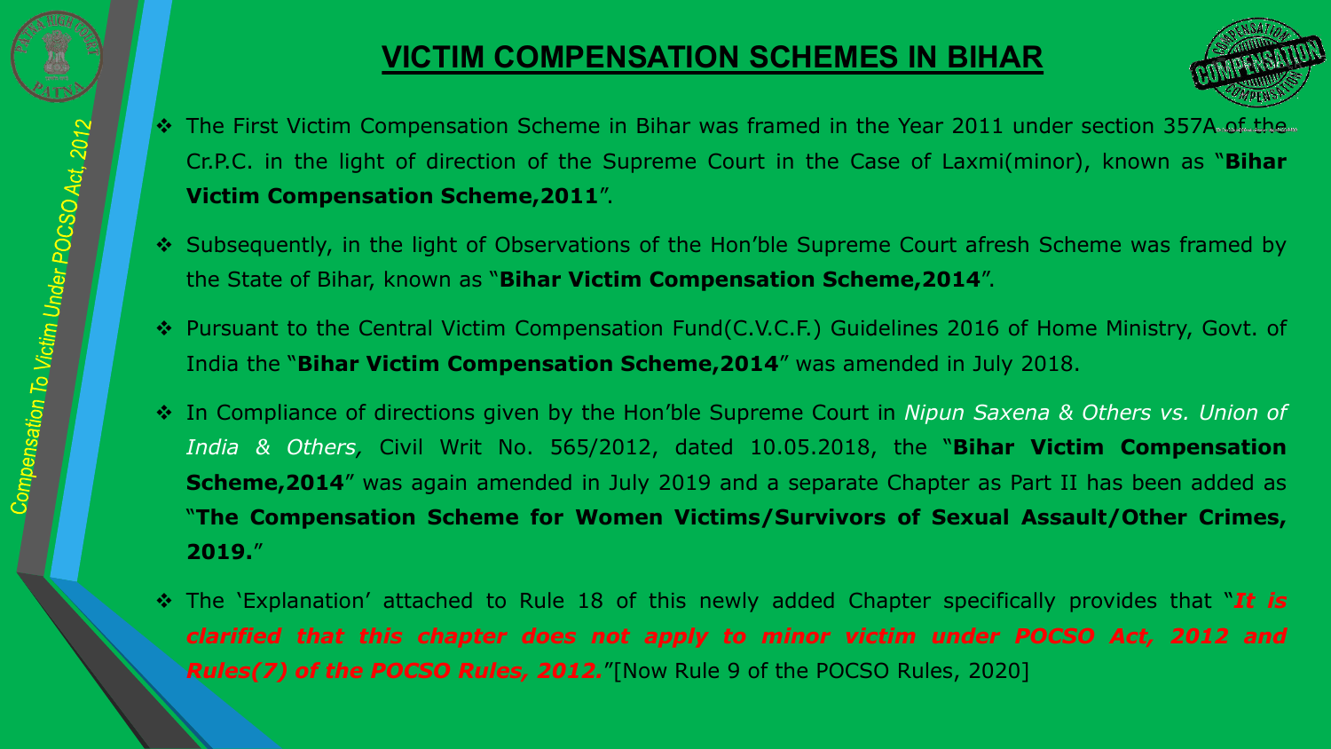# VICTIM COMPENSATION SCHEMES IN BIHAR

- The First Victim Compensation Scheme in Bihar was framed in the Year 2011 under section 357A of the Cr.P.C. in the light of direction of the Supreme Court in the Case of Laxmi(minor), known as "**Bihar Victim Compensation Scheme,2011**".
- Subsequently, in the light of Observations of the Hon'ble Supreme Court afresh Scheme was framed by the State of Bihar, known as "**Bihar Victim Compensation Scheme,2014**".
- Pursuant to the Central Victim Compensation Fund(C.V.C.F.) Guidelines 2016 of Home Ministry, Govt. of India the "**Bihar Victim Compensation Scheme,2014**" was amended in July 2018.
- In Compliance of directions given by the Hon'ble Supreme Court in *Nipun Saxena & Others vs. Union of India & Others*, Civil Writ No. 565/2012, dated 10.05.2018, the "**Bihar Victim Compensation Scheme,2014**" was again amended in July 2019 and a separate Chapter as Part II has been added as "**The Compensation Scheme for Women Victims/Survivors of Sexual Assault/Other Crimes, 2019.**"
- The 'Explanation' attached to Rule 18 of this newly added Chapter specifically provides that "***It is clarified that this chapter does not apply to minor victim under POCSO Act, 2012 and Rules(7) of the POCSO Rules, 2012.***"[Now Rule 9 of the POCSO Rules, 2020]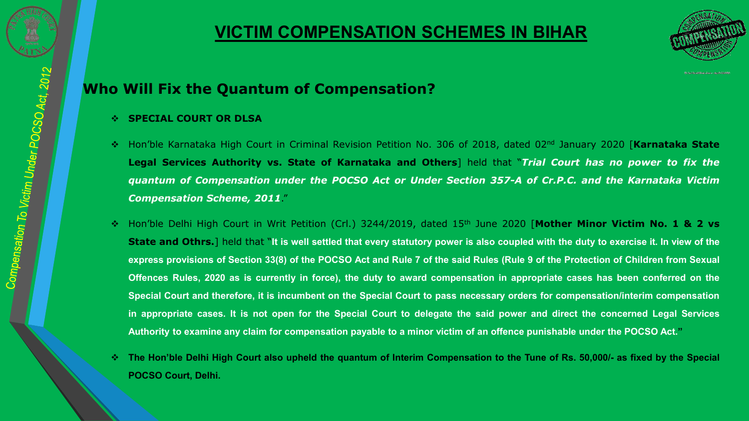# VICTIM COMPENSATION SCHEMES IN BIHAR

## Who Will Fix the Quantum of Compensation?

- **SPECIAL COURT OR DLSA**
- Hon'ble Karnataka High Court in Criminal Revision Petition No. 306 of 2018, dated 02nd January 2020 [**Karnataka State Legal Services Authority vs. State of Karnataka and Others**] held that "***Trial Court has no power to fix the quantum of Compensation under the POCSO Act or Under Section 357-A of Cr.P.C. and the Karnataka Victim Compensation Scheme, 2011***."
- Hon'ble Delhi High Court in Writ Petition (Crl.) 3244/2019, dated 15th June 2020 [**Mother Minor Victim No. 1 & 2 vs State and Othrs.**] held that "**It is well settled that every statutory power is also coupled with the duty to exercise it. In view of the express provisions of Section 33(8) of the POCSO Act and Rule 7 of the said Rules (Rule 9 of the Protection of Children from Sexual Offences Rules, 2020 as is currently in force), the duty to award compensation in appropriate cases has been conferred on the Special Court and therefore, it is incumbent on the Special Court to pass necessary orders for compensation/interim compensation in appropriate cases. It is not open for the Special Court to delegate the said power and direct the concerned Legal Services Authority to examine any claim for compensation payable to a minor victim of an offence punishable under the POCSO Act.**"
- **The Hon'ble Delhi High Court also upheld the quantum of Interim Compensation to the Tune of Rs. 50,000/- as fixed by the Special POCSO Court, Delhi.**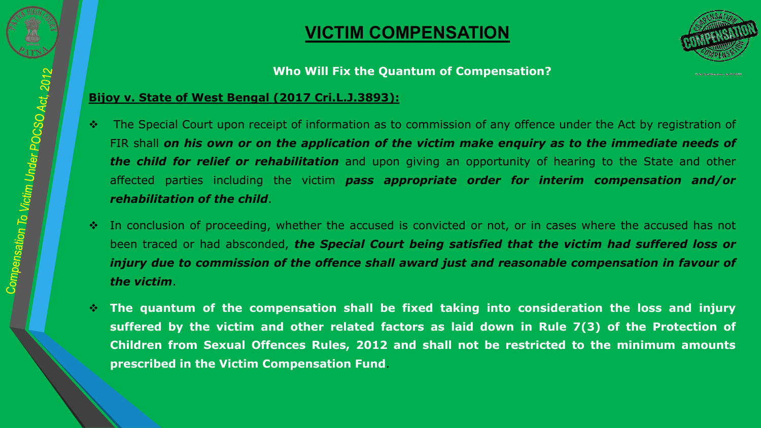# VICTIM COMPENSATION

**Who Will Fix the Quantum of Compensation?**

**Bijoy v. State of West Bengal (2017 Cri.L.J.3893):**

- The Special Court upon receipt of information as to commission of any offence under the Act by registration of FIR shall ***on his own or on the application of the victim make enquiry as to the immediate needs of the child for relief or rehabilitation*** and upon giving an opportunity of hearing to the State and other affected parties including the victim ***pass appropriate order for interim compensation and/or rehabilitation of the child***.
- In conclusion of proceeding, whether the accused is convicted or not, or in cases where the accused has not been traced or had absconded, ***the Special Court being satisfied that the victim had suffered loss or injury due to commission of the offence shall award just and reasonable compensation in favour of the victim***.
- **The quantum of the compensation shall be fixed taking into consideration the loss and injury suffered by the victim and other related factors as laid down in Rule 7(3) of the Protection of Children from Sexual Offences Rules, 2012 and shall not be restricted to the minimum amounts prescribed in the Victim Compensation Fund**.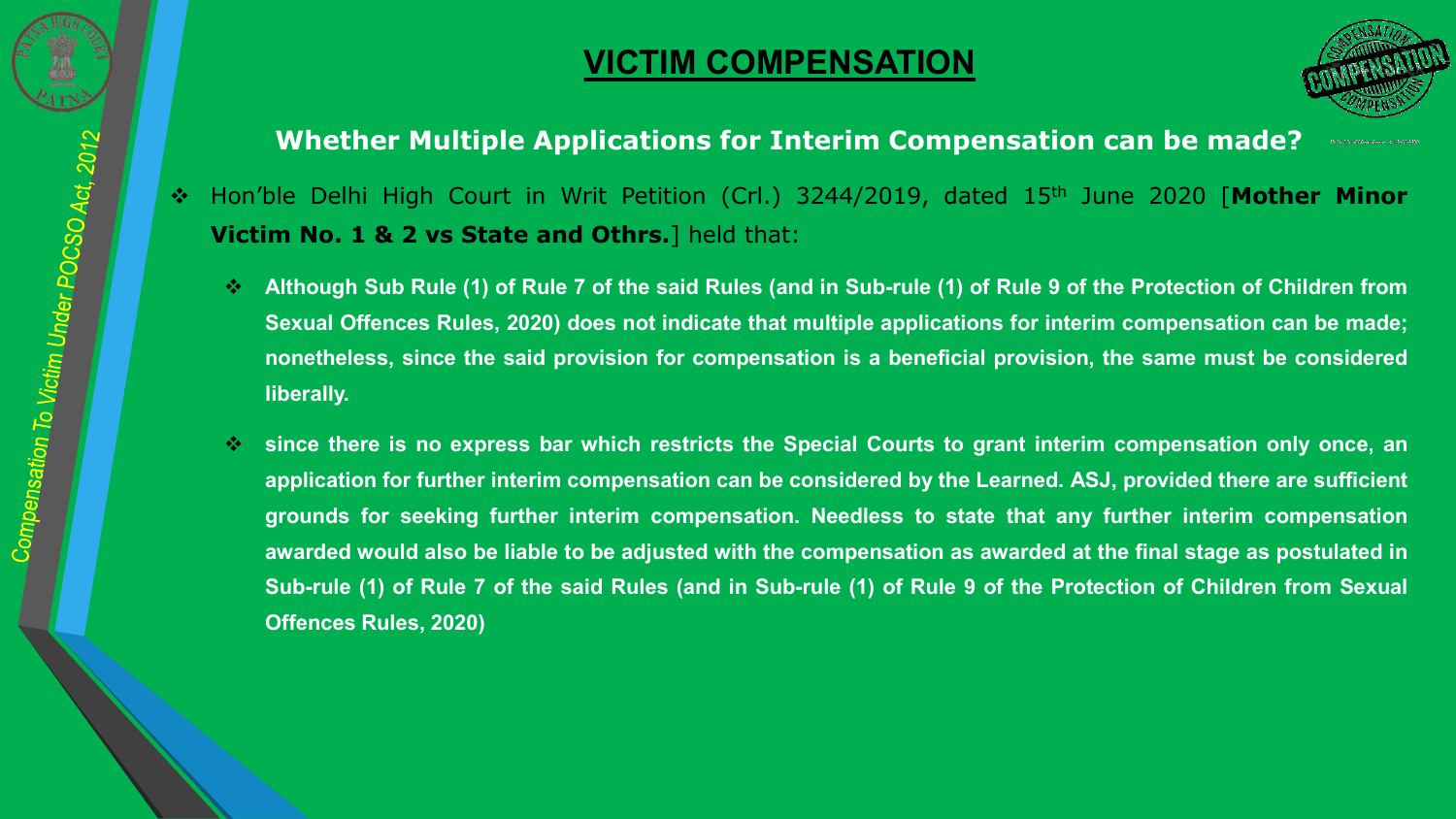# VICTIM COMPENSATION

## Whether Multiple Applications for Interim Compensation can be made?

- Hon'ble Delhi High Court in Writ Petition (Crl.) 3244/2019, dated 15th June 2020 [**Mother Minor Victim No. 1 & 2 vs State and Othrs.**] held that:
  - **Although Sub Rule (1) of Rule 7 of the said Rules (and in Sub-rule (1) of Rule 9 of the Protection of Children from Sexual Offences Rules, 2020) does not indicate that multiple applications for interim compensation can be made; nonetheless, since the said provision for compensation is a beneficial provision, the same must be considered liberally.**
  - **since there is no express bar which restricts the Special Courts to grant interim compensation only once, an application for further interim compensation can be considered by the Learned. ASJ, provided there are sufficient grounds for seeking further interim compensation. Needless to state that any further interim compensation awarded would also be liable to be adjusted with the compensation as awarded at the final stage as postulated in Sub-rule (1) of Rule 7 of the said Rules (and in Sub-rule (1) of Rule 9 of the Protection of Children from Sexual Offences Rules, 2020)**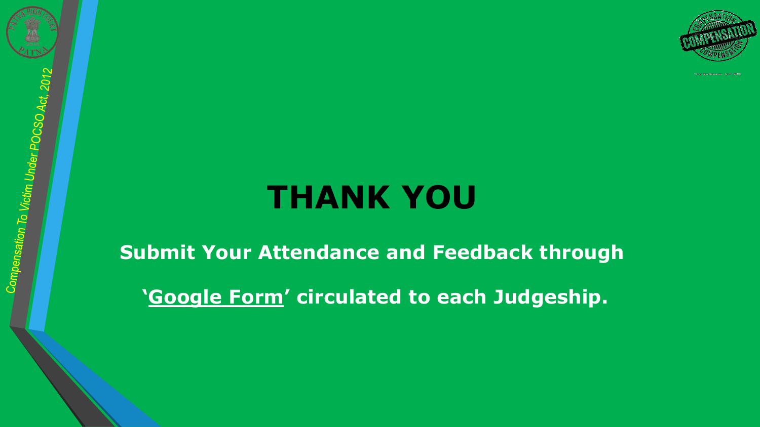# THANK YOU

**Submit Your Attendance and Feedback through**

**'Google Form' circulated to each Judgeship.**